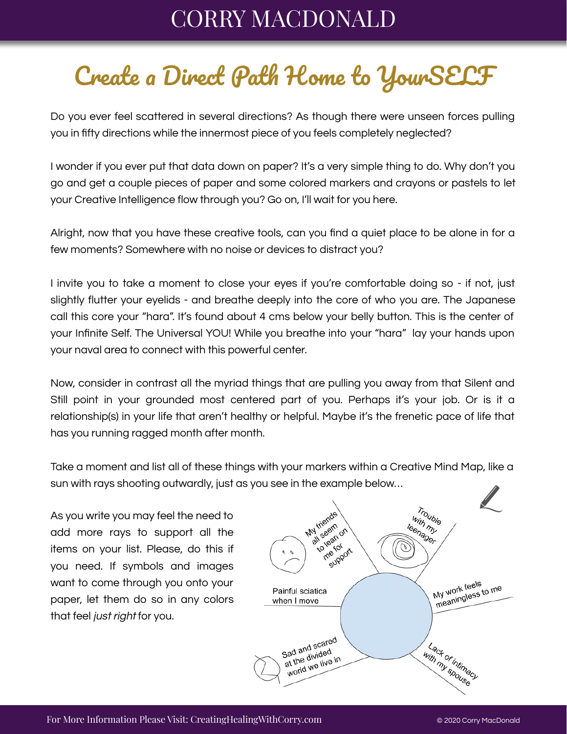# Create a Direct Path Home to YourSELF

Do you ever feel scattered in several directions? As though there were unseen forces pulling you in fifty directions while the innermost piece of you feels completely neglected?

I wonder if you ever put that data down on paper? It's a very simple thing to do. Why don't you go and get a couple pieces of paper and some colored markers and crayons or pastels to let your Creative Intelligence flow through you? Go on, I'll wait for you here.

Alright, now that you have these creative tools, can you find a quiet place to be alone in for a few moments? Somewhere with no noise or devices to distract you?

I invite you to take a moment to close your eyes if you're comfortable doing so - if not, just slightly flutter your eyelids - and breathe deeply into the core of who you are. The Japanese call this core your "hara". It's found about 4 cms below your belly button. This is the center of your Infinite Self. The Universal YOU! While you breathe into your "hara" lay your hands upon your naval area to connect with this powerful center.

Now, consider in contrast all the myriad things that are pulling you away from that Silent and Still point in your grounded most centered part of you. Perhaps it's your job. Or is it a relationship(s) in your life that aren't healthy or helpful. Maybe it's the frenetic pace of life that has you running ragged month after month.

Take a moment and list all of these things with your markers within a Creative Mind Map, like a sun with rays shooting outwardly, just as you see in the example below…

As you write you may feel the need to add more rays to support all the items on your list. Please, do this if you need. If symbols and images want to come through you onto your paper, let them do so in any colors that feel *just right* for you.

- My friends all seem to lean on me for support
- Trouble with my teenager
- Painful sciatica when I move
- My work feels meaningless to me
- Sad and scared at the divided world we live in
- Lack of intimacy with my spouse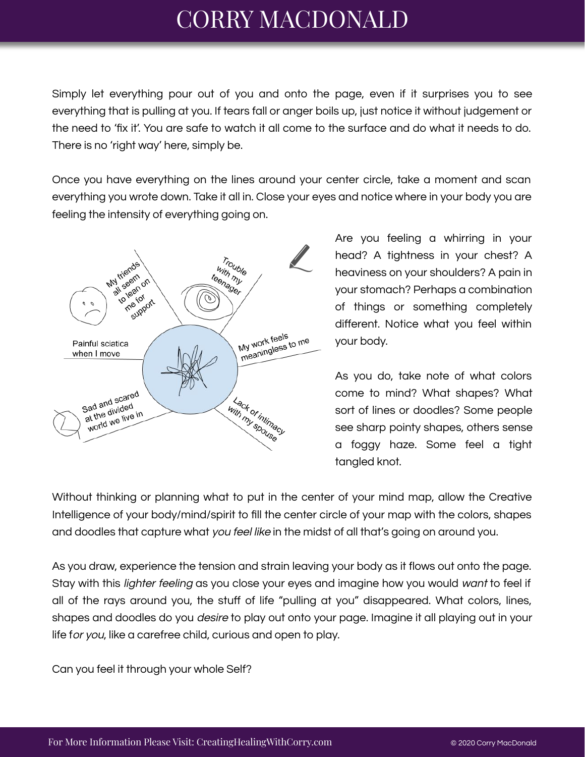Simply let everything pour out of you and onto the page, even if it surprises you to see everything that is pulling at you. If tears fall or anger boils up, just notice it without judgement or the need to 'fix it'. You are safe to watch it all come to the surface and do what it needs to do. There is no 'right way' here, simply be.

Once you have everything on the lines around your center circle, take a moment and scan everything you wrote down. Take it all in. Close your eyes and notice where in your body you are feeling the intensity of everything going on.

Are you feeling a whirring in your head? A tightness in your chest? A heaviness on your shoulders? A pain in your stomach? Perhaps a combination of things or something completely different. Notice what you feel within your body.

As you do, take note of what colors come to mind? What shapes? What sort of lines or doodles? Some people see sharp pointy shapes, others sense a foggy haze. Some feel a tight tangled knot.

Without thinking or planning what to put in the center of your mind map, allow the Creative Intelligence of your body/mind/spirit to fill the center circle of your map with the colors, shapes and doodles that capture what *you feel like* in the midst of all that's going on around you.

As you draw, experience the tension and strain leaving your body as it flows out onto the page. Stay with this *lighter feeling* as you close your eyes and imagine how you would *want* to feel if all of the rays around you, the stuff of life "pulling at you" disappeared. What colors, lines, shapes and doodles do you *desire* to play out onto your page. Imagine it all playing out in your life f*or you*, like a carefree child, curious and open to play.

Can you feel it through your whole Self?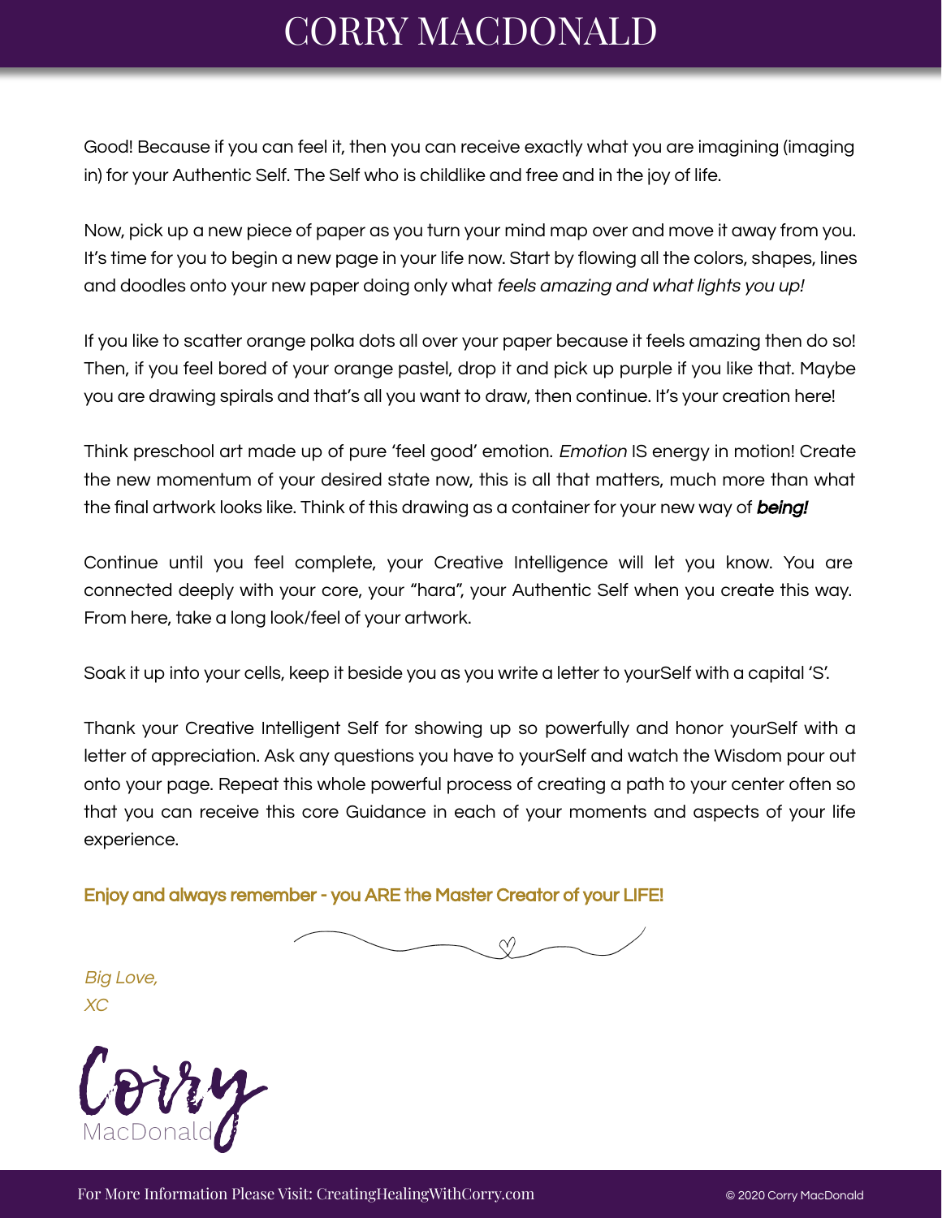Good! Because if you can feel it, then you can receive exactly what you are imagining (imaging in) for your Authentic Self. The Self who is childlike and free and in the joy of life.

Now, pick up a new piece of paper as you turn your mind map over and move it away from you. It's time for you to begin a new page in your life now. Start by flowing all the colors, shapes, lines and doodles onto your new paper doing only what *feels amazing and what lights you up!*

If you like to scatter orange polka dots all over your paper because it feels amazing then do so! Then, if you feel bored of your orange pastel, drop it and pick up purple if you like that. Maybe you are drawing spirals and that's all you want to draw, then continue. It's your creation here!

Think preschool art made up of pure 'feel good' emotion. *Emotion* IS energy in motion! Create the new momentum of your desired state now, this is all that matters, much more than what the final artwork looks like. Think of this drawing as a container for your new way of ***being!***

Continue until you feel complete, your Creative Intelligence will let you know. You are connected deeply with your core, your "hara", your Authentic Self when you create this way. From here, take a long look/feel of your artwork.

Soak it up into your cells, keep it beside you as you write a letter to yourSelf with a capital 'S'.

Thank your Creative Intelligent Self for showing up so powerfully and honor yourSelf with a letter of appreciation. Ask any questions you have to yourSelf and watch the Wisdom pour out onto your page. Repeat this whole powerful process of creating a path to your center often so that you can receive this core Guidance in each of your moments and aspects of your life experience.

**Enjoy and always remember - you ARE the Master Creator of your LIFE!**

*Big Love,*
*XC*

Corry MacDonald